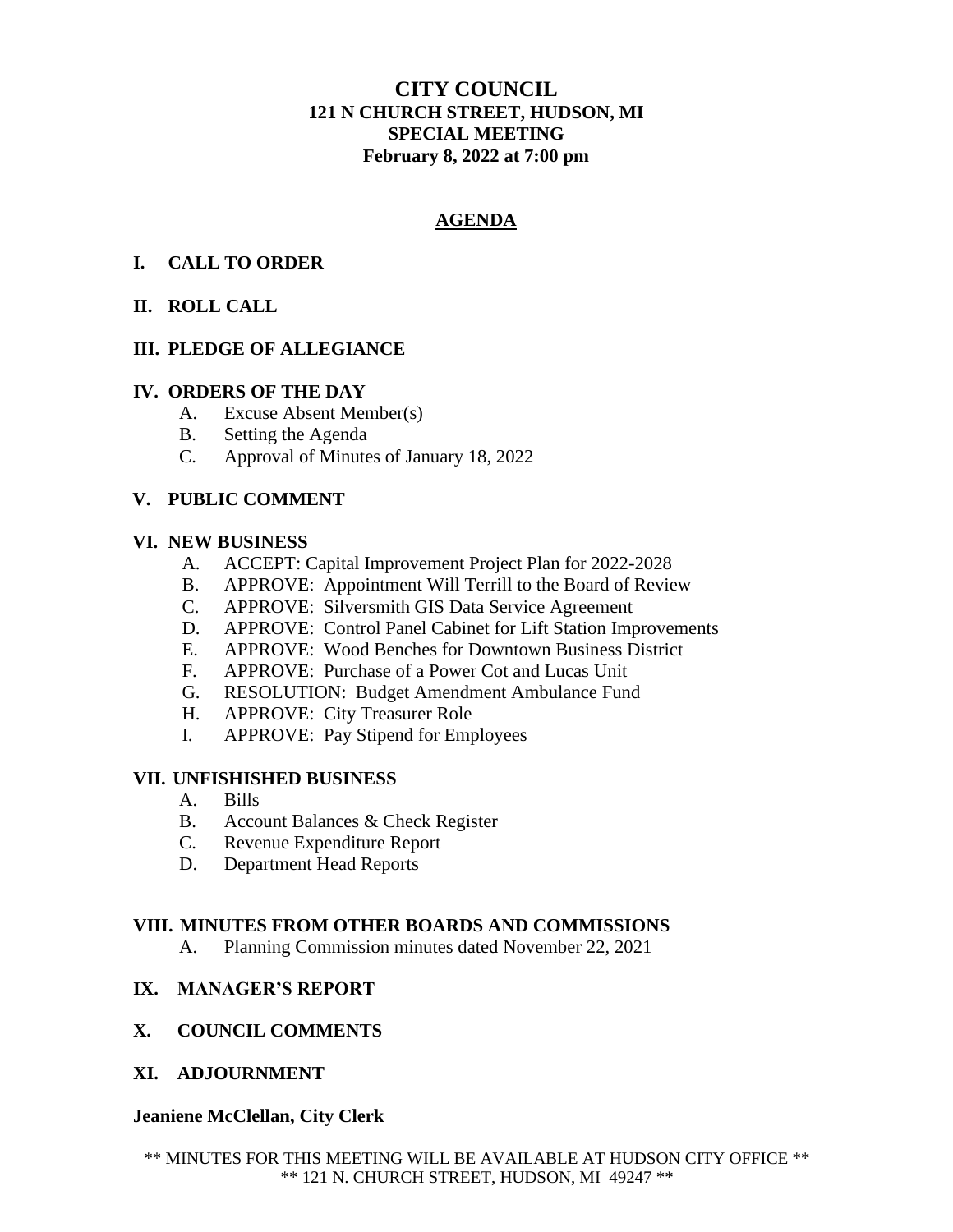# CITY COUNCIL
## 121 N CHURCH STREET, HUDSON, MI
## SPECIAL MEETING
## February 8, 2022 at 7:00 pm

## AGENDA

### I. CALL TO ORDER

### II. ROLL CALL

### III. PLEDGE OF ALLEGIANCE

### IV. ORDERS OF THE DAY

A. Excuse Absent Member(s)
B. Setting the Agenda
C. Approval of Minutes of January 18, 2022

### V. PUBLIC COMMENT

### VI. NEW BUSINESS

A. ACCEPT: Capital Improvement Project Plan for 2022-2028
B. APPROVE: Appointment Will Terrill to the Board of Review
C. APPROVE: Silversmith GIS Data Service Agreement
D. APPROVE: Control Panel Cabinet for Lift Station Improvements
E. APPROVE: Wood Benches for Downtown Business District
F. APPROVE: Purchase of a Power Cot and Lucas Unit
G. RESOLUTION: Budget Amendment Ambulance Fund
H. APPROVE: City Treasurer Role
I. APPROVE: Pay Stipend for Employees

### VII. UNFISHISHED BUSINESS

A. Bills
B. Account Balances & Check Register
C. Revenue Expenditure Report
D. Department Head Reports

### VIII. MINUTES FROM OTHER BOARDS AND COMMISSIONS

A. Planning Commission minutes dated November 22, 2021

### IX. MANAGER'S REPORT

### X. COUNCIL COMMENTS

### XI. ADJOURNMENT

**Jeaniene McClellan, City Clerk**

** MINUTES FOR THIS MEETING WILL BE AVAILABLE AT HUDSON CITY OFFICE **
** 121 N. CHURCH STREET, HUDSON, MI 49247 **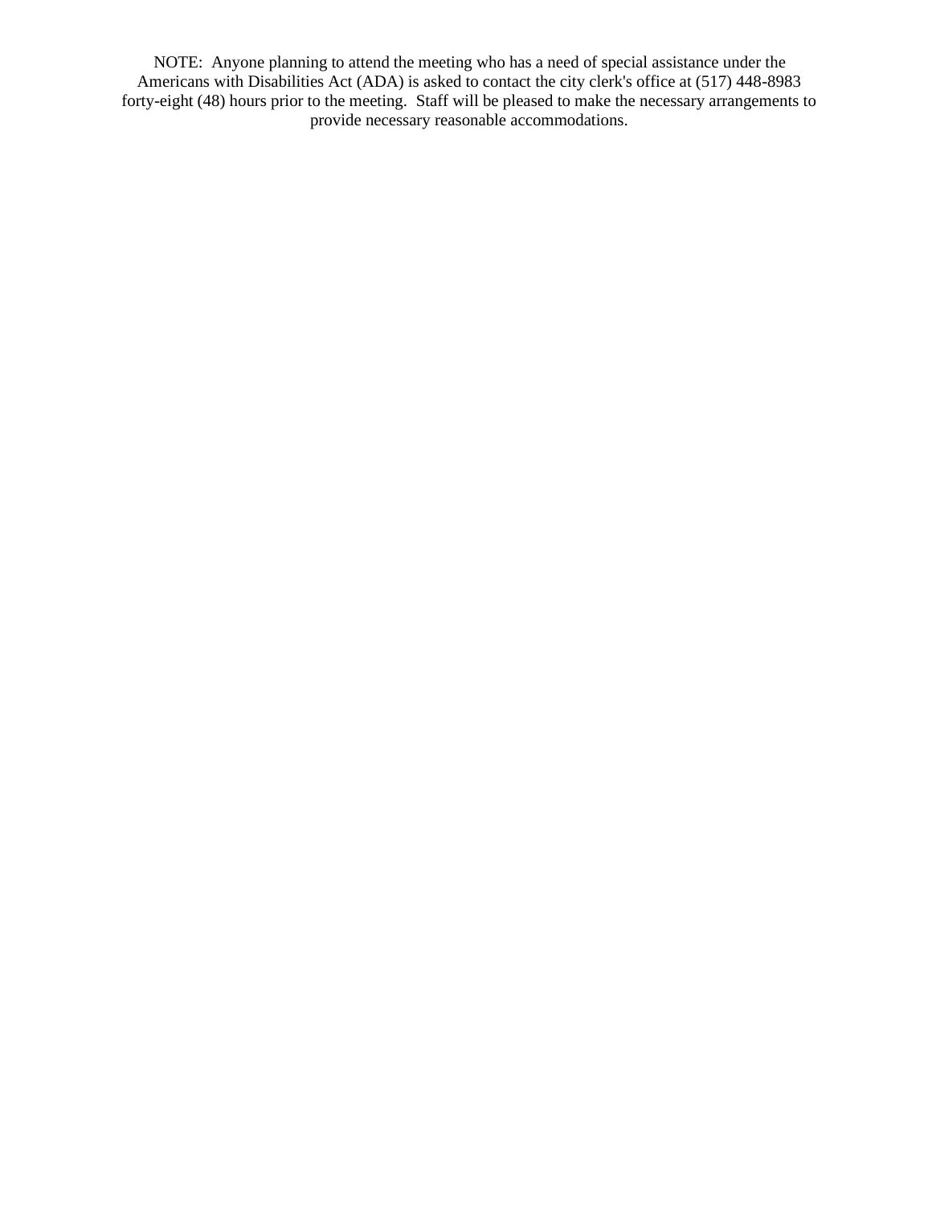NOTE: Anyone planning to attend the meeting who has a need of special assistance under the Americans with Disabilities Act (ADA) is asked to contact the city clerk's office at (517) 448-8983 forty-eight (48) hours prior to the meeting. Staff will be pleased to make the necessary arrangements to provide necessary reasonable accommodations.